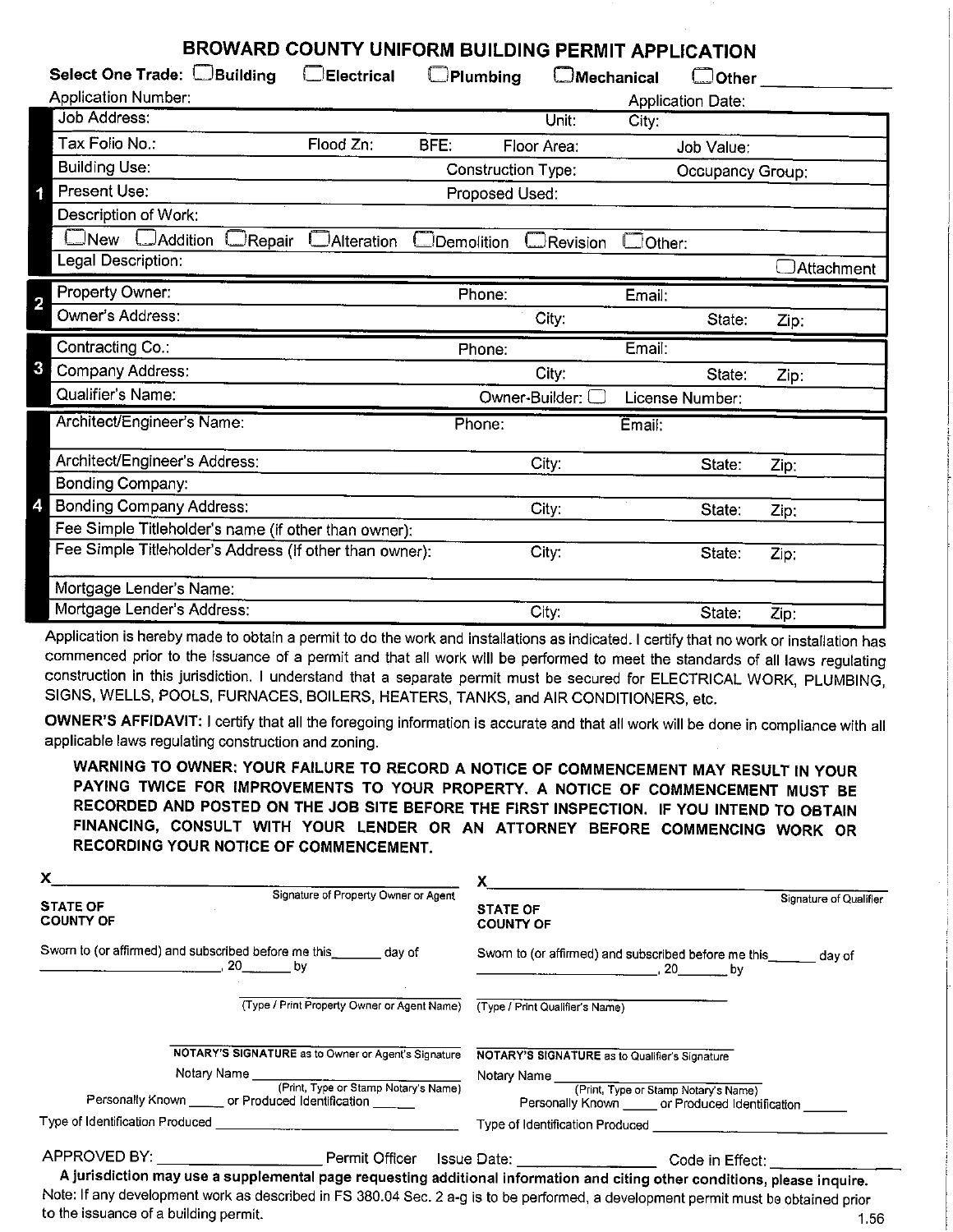# BROWARD COUNTY UNIFORM BUILDING PERMIT APPLICATION

**Select One Trade:** ☐ Building ☐ Electrical ☐ Plumbing ☐ Mechanical ☐ Other ____________

Application Number: Application Date:

**1**

| | | | |
|---|---|---|---|
| Job Address: | | Unit: | City: |
| Tax Folio No.: | Flood Zn: BFE: | Floor Area: | Job Value: |
| Building Use: | | Construction Type: | Occupancy Group: |
| Present Use: | | Proposed Used: | |
| Description of Work: | | | |

☐ New ☐ Addition ☐ Repair ☐ Alteration ☐ Demolition ☐ Revision ☐ Other:

Legal Description: ☐ Attachment

**2**

| | | | | |
|---|---|---|---|---|
| Property Owner: | Phone: | Email: | | |
| Owner's Address: | City: | State: | Zip: | |

**3**

| | | | | |
|---|---|---|---|---|
| Contracting Co.: | Phone: | Email: | | |
| Company Address: | City: | State: | Zip: | |
| Qualifier's Name: | Owner-Builder: ☐ | License Number: | | |

**4**

| | | | |
|---|---|---|---|
| Architect/Engineer's Name: | Phone: | Email: | |
| Architect/Engineer's Address: | City: | State: | Zip: |
| Bonding Company: | | | |
| Bonding Company Address: | City: | State: | Zip: |
| Fee Simple Titleholder's name (if other than owner): | | | |
| Fee Simple Titleholder's Address (If other than owner): | City: | State: | Zip: |
| Mortgage Lender's Name: | | | |
| Mortgage Lender's Address: | City: | State: | Zip: |

Application is hereby made to obtain a permit to do the work and installations as indicated. I certify that no work or installation has commenced prior to the issuance of a permit and that all work will be performed to meet the standards of all laws regulating construction in this jurisdiction. I understand that a separate permit must be secured for ELECTRICAL WORK, PLUMBING, SIGNS, WELLS, POOLS, FURNACES, BOILERS, HEATERS, TANKS, and AIR CONDITIONERS, etc.

**OWNER'S AFFIDAVIT:** I certify that all the foregoing information is accurate and that all work will be done in compliance with all applicable laws regulating construction and zoning.

**WARNING TO OWNER: YOUR FAILURE TO RECORD A NOTICE OF COMMENCEMENT MAY RESULT IN YOUR PAYING TWICE FOR IMPROVEMENTS TO YOUR PROPERTY. A NOTICE OF COMMENCEMENT MUST BE RECORDED AND POSTED ON THE JOB SITE BEFORE THE FIRST INSPECTION. IF YOU INTEND TO OBTAIN FINANCING, CONSULT WITH YOUR LENDER OR AN ATTORNEY BEFORE COMMENCING WORK OR RECORDING YOUR NOTICE OF COMMENCEMENT.**

X______________________________ Signature of Property Owner or Agent

**STATE OF**
**COUNTY OF**

Sworn to (or affirmed) and subscribed before me this_______ day of ______________________, 20_______ by

______________________________ (Type / Print Property Owner or Agent Name)

______________________________ **NOTARY'S SIGNATURE** as to Owner or Agent's Signature

Notary Name ______________________________ (Print, Type or Stamp Notary's Name)

Personally Known _____ or Produced Identification _____

Type of Identification Produced ______________________________

X______________________________ Signature of Qualifier

**STATE OF**
**COUNTY OF**

Sworn to (or affirmed) and subscribed before me this_______ day of ______________________, 20_______ by

______________________________ (Type / Print Qualifier's Name)

______________________________ **NOTARY'S SIGNATURE** as to Qualifier's Signature

Notary Name ______________________________ (Print, Type or Stamp Notary's Name)

Personally Known _____ or Produced Identification _____

Type of Identification Produced ______________________________

APPROVED BY: ____________________ Permit Officer Issue Date: ________________ Code in Effect: ____________

**A jurisdiction may use a supplemental page requesting additional information and citing other conditions, please inquire.**

Note: If any development work as described in FS 380.04 Sec. 2 a-g is to be performed, a development permit must be obtained prior to the issuance of a building permit.

1.56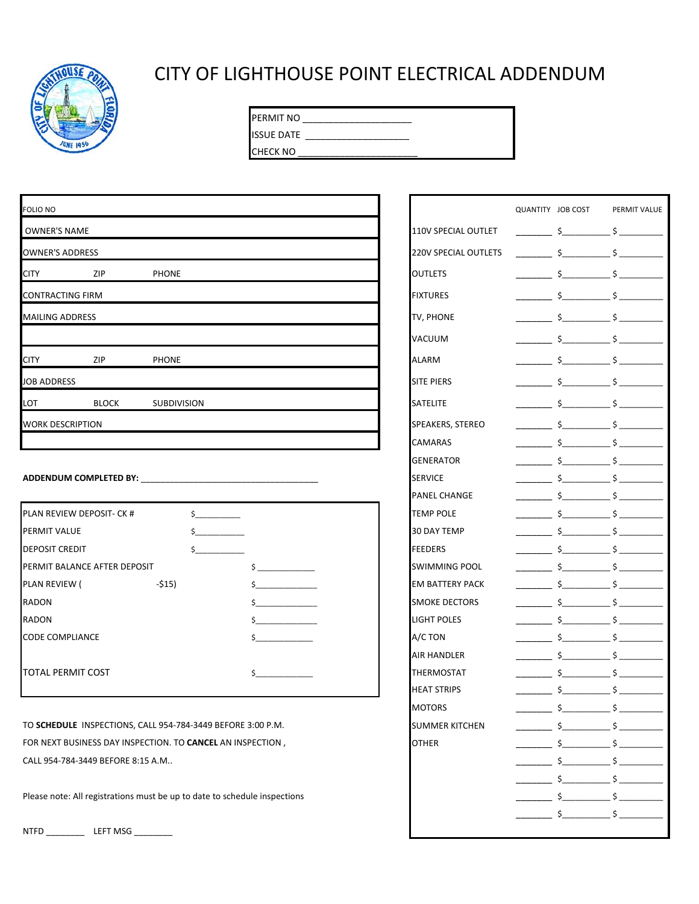# CITY OF LIGHTHOUSE POINT ELECTRICAL ADDENDUM

PERMIT NO ____________________

ISSUE DATE ____________________

CHECK NO ______________________

| | | | |
|---|---|---|---|
| FOLIO NO | | | |
| OWNER'S NAME | | | |
| OWNER'S ADDRESS | | | |
| CITY | ZIP | PHONE | |
| CONTRACTING FIRM | | | |
| MAILING ADDRESS | | | |
| | | | |
| CITY | ZIP | PHONE | |
| JOB ADDRESS | | | |
| LOT | BLOCK | SUBDIVISION | |
| WORK DESCRIPTION | | | |
| | | | |

**ADDENDUM COMPLETED BY:** ______________________________________

| | | |
|---|---|---|
| PLAN REVIEW DEPOSIT- CK # | $_________ | |
| PERMIT VALUE | $__________ | |
| DEPOSIT CREDIT | $__________ | |
| PERMIT BALANCE AFTER DEPOSIT | | $ ___________ |
| PLAN REVIEW ( -$15) | | $____________ |
| RADON | | $____________ |
| RADON | | $____________ |
| CODE COMPLIANCE | | $___________ |
| TOTAL PERMIT COST | | $___________ |

TO **SCHEDULE** INSPECTIONS, CALL 954-784-3449 BEFORE 3:00 P.M. FOR NEXT BUSINESS DAY INSPECTION. TO **CANCEL** AN INSPECTION , CALL 954-784-3449 BEFORE 8:15 A.M..

Please note: All registrations must be up to date to schedule inspections

NTFD ________ LEFT MSG ________

| | QUANTITY | JOB COST | PERMIT VALUE |
|---|---|---|---|
| 110V SPECIAL OUTLET | _______ | $_________ | $ _________ |
| 220V SPECIAL OUTLETS | _______ | $_________ | $ _________ |
| OUTLETS | _______ | $_________ | $ _________ |
| FIXTURES | _______ | $_________ | $ _________ |
| TV, PHONE | _______ | $_________ | $ _________ |
| VACUUM | _______ | $_________ | $ _________ |
| ALARM | _______ | $_________ | $ _________ |
| SITE PIERS | _______ | $_________ | $ _________ |
| SATELITE | _______ | $_________ | $ _________ |
| SPEAKERS, STEREO | _______ | $_________ | $ _________ |
| CAMARAS | _______ | $_________ | $ _________ |
| GENERATOR | _______ | $_________ | $ _________ |
| SERVICE | _______ | $_________ | $ _________ |
| PANEL CHANGE | _______ | $_________ | $ _________ |
| TEMP POLE | _______ | $_________ | $ _________ |
| 30 DAY TEMP | _______ | $_________ | $ _________ |
| FEEDERS | _______ | $_________ | $ _________ |
| SWIMMING POOL | _______ | $_________ | $ _________ |
| EM BATTERY PACK | _______ | $_________ | $ _________ |
| SMOKE DECTORS | _______ | $_________ | $ _________ |
| LIGHT POLES | _______ | $_________ | $ _________ |
| A/C TON | _______ | $_________ | $ _________ |
| AIR HANDLER | _______ | $_________ | $ _________ |
| THERMOSTAT | _______ | $_________ | $ _________ |
| HEAT STRIPS | _______ | $_________ | $ _________ |
| MOTORS | _______ | $_________ | $ _________ |
| SUMMER KITCHEN | _______ | $_________ | $ _________ |
| OTHER | _______ | $_________ | $ _________ |
| | _______ | $_________ | $ _________ |
| | _______ | $_________ | $ _________ |
| | _______ | $_________ | $ _________ |
| | _______ | $_________ | $ _________ |